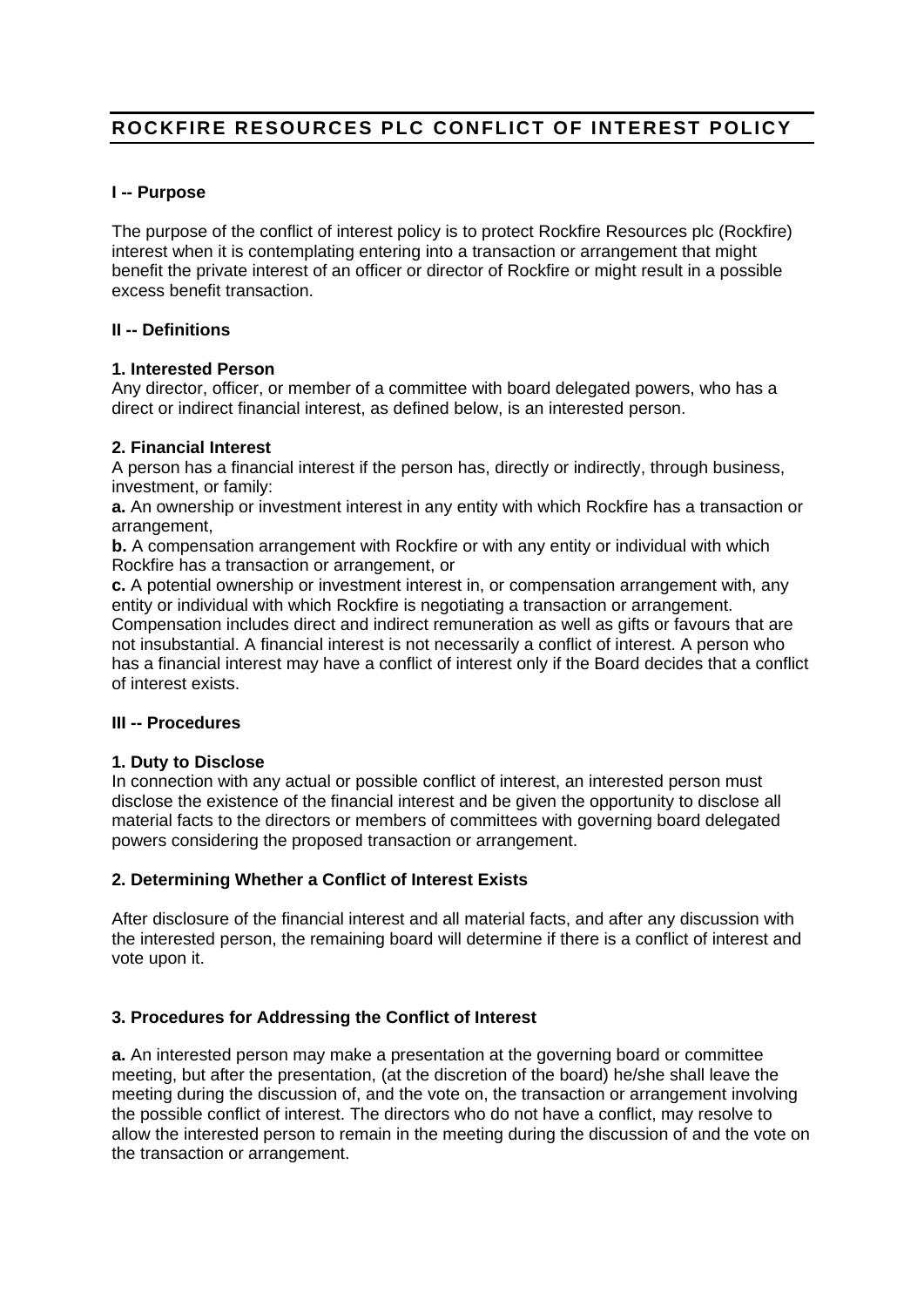# ROCKFIRE RESOURCES PLC CONFLICT OF INTEREST POLICY

## I -- Purpose

The purpose of the conflict of interest policy is to protect Rockfire Resources plc (Rockfire) interest when it is contemplating entering into a transaction or arrangement that might benefit the private interest of an officer or director of Rockfire or might result in a possible excess benefit transaction.

## II -- Definitions

### 1. Interested Person

Any director, officer, or member of a committee with board delegated powers, who has a direct or indirect financial interest, as defined below, is an interested person.

### 2. Financial Interest

A person has a financial interest if the person has, directly or indirectly, through business, investment, or family:

**a.** An ownership or investment interest in any entity with which Rockfire has a transaction or arrangement,

**b.** A compensation arrangement with Rockfire or with any entity or individual with which Rockfire has a transaction or arrangement, or

**c.** A potential ownership or investment interest in, or compensation arrangement with, any entity or individual with which Rockfire is negotiating a transaction or arrangement.

Compensation includes direct and indirect remuneration as well as gifts or favours that are not insubstantial. A financial interest is not necessarily a conflict of interest. A person who has a financial interest may have a conflict of interest only if the Board decides that a conflict of interest exists.

## III -- Procedures

### 1. Duty to Disclose

In connection with any actual or possible conflict of interest, an interested person must disclose the existence of the financial interest and be given the opportunity to disclose all material facts to the directors or members of committees with governing board delegated powers considering the proposed transaction or arrangement.

### 2. Determining Whether a Conflict of Interest Exists

After disclosure of the financial interest and all material facts, and after any discussion with the interested person, the remaining board will determine if there is a conflict of interest and vote upon it.

### 3. Procedures for Addressing the Conflict of Interest

**a.** An interested person may make a presentation at the governing board or committee meeting, but after the presentation, (at the discretion of the board) he/she shall leave the meeting during the discussion of, and the vote on, the transaction or arrangement involving the possible conflict of interest. The directors who do not have a conflict, may resolve to allow the interested person to remain in the meeting during the discussion of and the vote on the transaction or arrangement.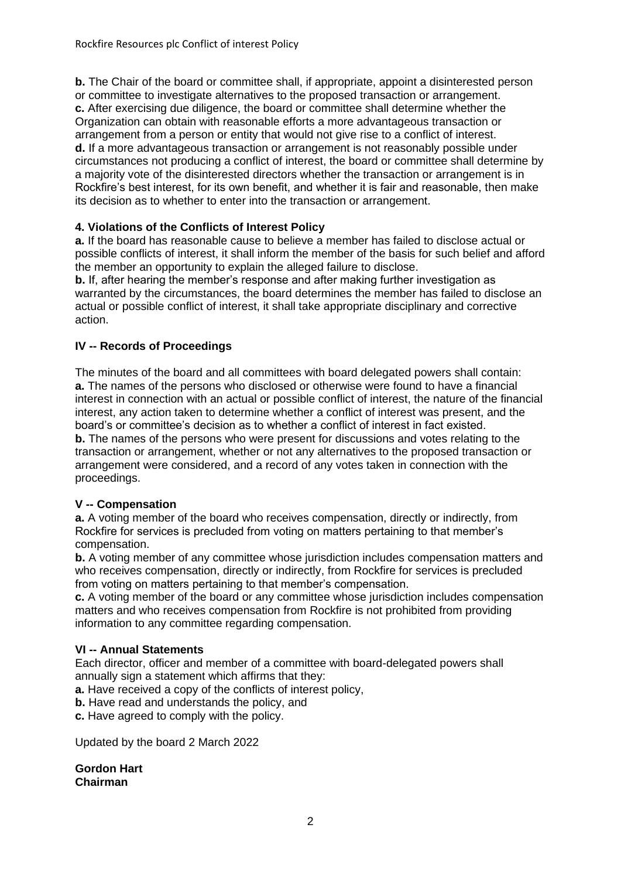**b.** The Chair of the board or committee shall, if appropriate, appoint a disinterested person or committee to investigate alternatives to the proposed transaction or arrangement.
**c.** After exercising due diligence, the board or committee shall determine whether the Organization can obtain with reasonable efforts a more advantageous transaction or arrangement from a person or entity that would not give rise to a conflict of interest.
**d.** If a more advantageous transaction or arrangement is not reasonably possible under circumstances not producing a conflict of interest, the board or committee shall determine by a majority vote of the disinterested directors whether the transaction or arrangement is in Rockfire's best interest, for its own benefit, and whether it is fair and reasonable, then make its decision as to whether to enter into the transaction or arrangement.

### 4. Violations of the Conflicts of Interest Policy

**a.** If the board has reasonable cause to believe a member has failed to disclose actual or possible conflicts of interest, it shall inform the member of the basis for such belief and afford the member an opportunity to explain the alleged failure to disclose.
**b.** If, after hearing the member's response and after making further investigation as warranted by the circumstances, the board determines the member has failed to disclose an actual or possible conflict of interest, it shall take appropriate disciplinary and corrective action.

## IV -- Records of Proceedings

The minutes of the board and all committees with board delegated powers shall contain:
**a.** The names of the persons who disclosed or otherwise were found to have a financial interest in connection with an actual or possible conflict of interest, the nature of the financial interest, any action taken to determine whether a conflict of interest was present, and the board's or committee's decision as to whether a conflict of interest in fact existed.
**b.** The names of the persons who were present for discussions and votes relating to the transaction or arrangement, whether or not any alternatives to the proposed transaction or arrangement were considered, and a record of any votes taken in connection with the proceedings.

## V -- Compensation

**a.** A voting member of the board who receives compensation, directly or indirectly, from Rockfire for services is precluded from voting on matters pertaining to that member's compensation.
**b.** A voting member of any committee whose jurisdiction includes compensation matters and who receives compensation, directly or indirectly, from Rockfire for services is precluded from voting on matters pertaining to that member's compensation.
**c.** A voting member of the board or any committee whose jurisdiction includes compensation matters and who receives compensation from Rockfire is not prohibited from providing information to any committee regarding compensation.

## VI -- Annual Statements

Each director, officer and member of a committee with board-delegated powers shall annually sign a statement which affirms that they:
**a.** Have received a copy of the conflicts of interest policy,
**b.** Have read and understands the policy, and
**c.** Have agreed to comply with the policy.

Updated by the board 2 March 2022

**Gordon Hart**
**Chairman**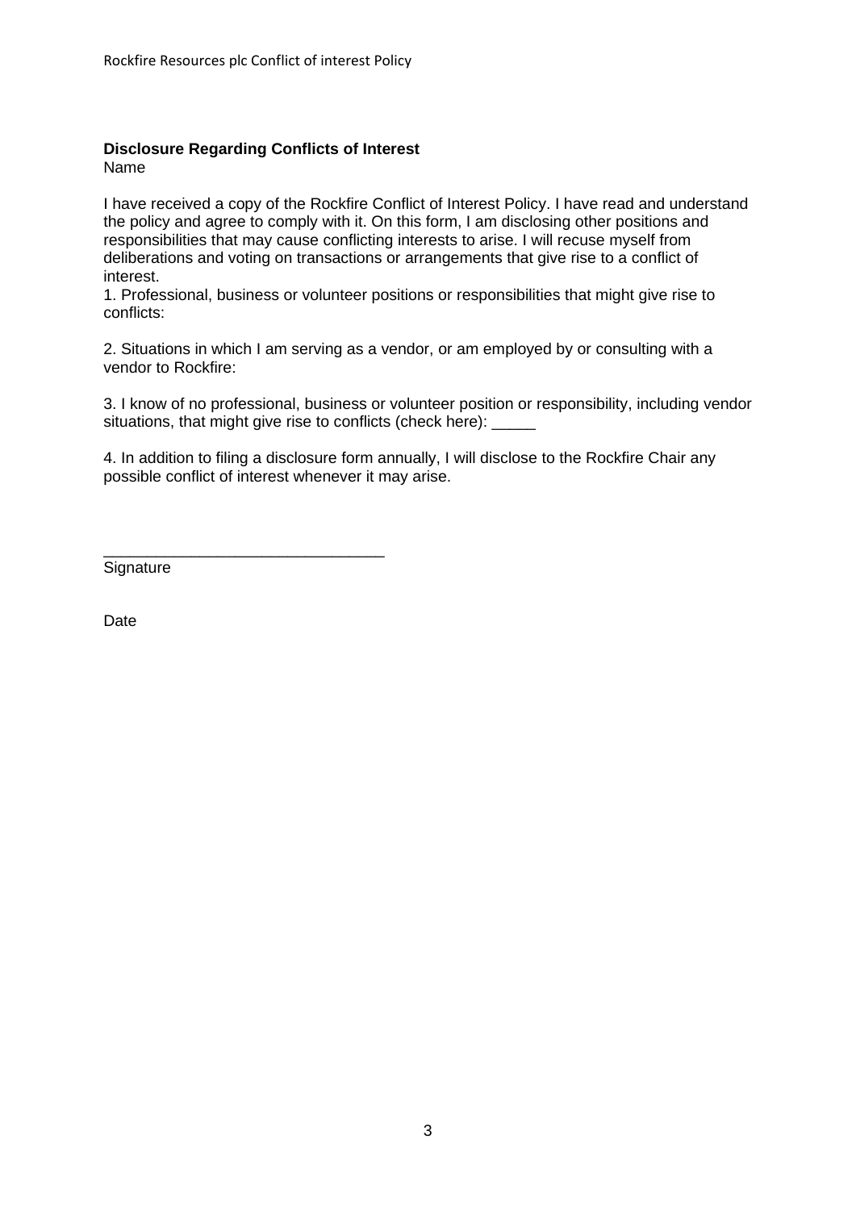**Disclosure Regarding Conflicts of Interest**

Name

I have received a copy of the Rockfire Conflict of Interest Policy. I have read and understand the policy and agree to comply with it. On this form, I am disclosing other positions and responsibilities that may cause conflicting interests to arise. I will recuse myself from deliberations and voting on transactions or arrangements that give rise to a conflict of interest.

1. Professional, business or volunteer positions or responsibilities that might give rise to conflicts:

2. Situations in which I am serving as a vendor, or am employed by or consulting with a vendor to Rockfire:

3. I know of no professional, business or volunteer position or responsibility, including vendor situations, that might give rise to conflicts (check here): _____

4. In addition to filing a disclosure form annually, I will disclose to the Rockfire Chair any possible conflict of interest whenever it may arise.

_______________________________

Signature

Date